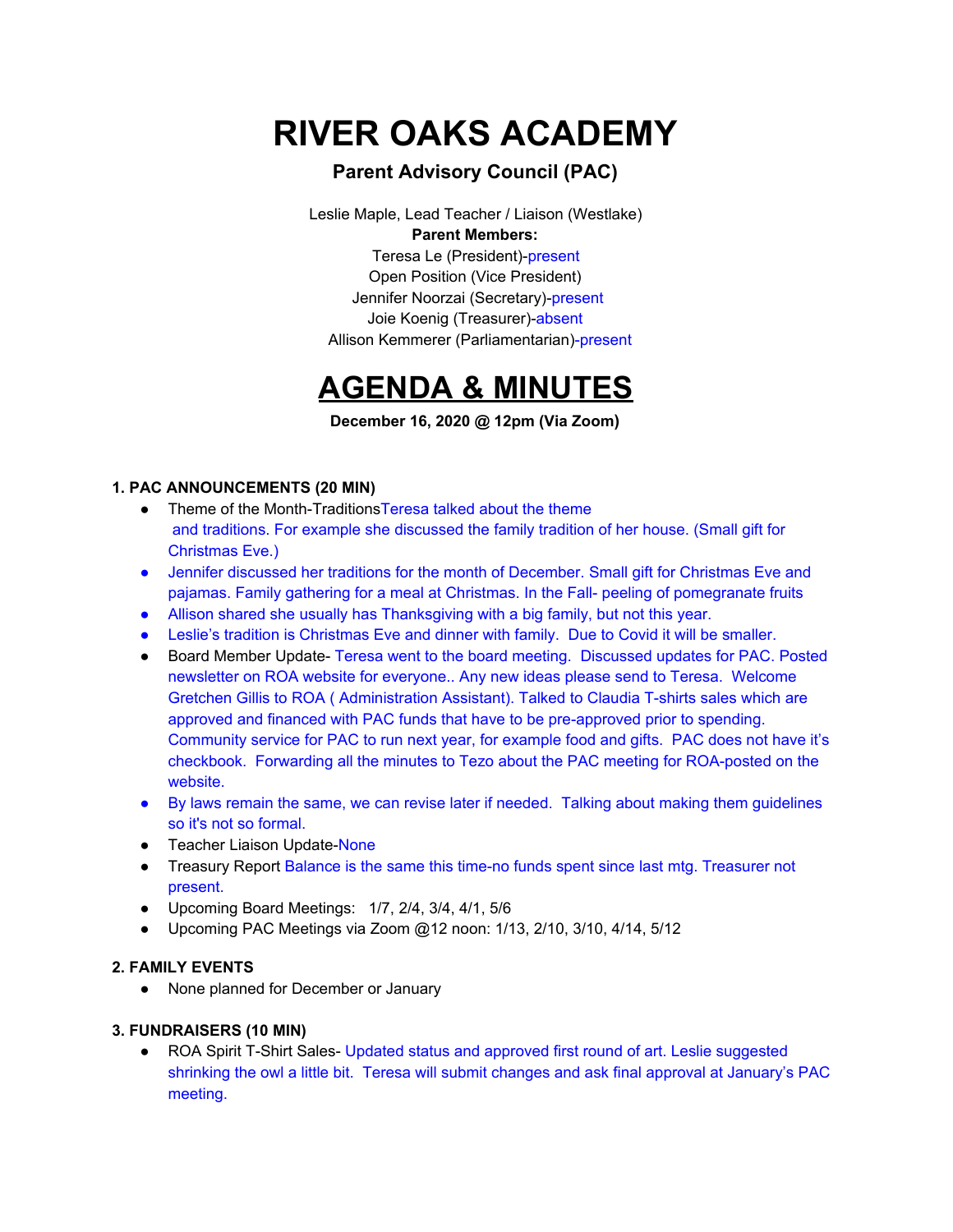# RIVER OAKS ACADEMY

### Parent Advisory Council (PAC)

Leslie Maple, Lead Teacher / Liaison (Westlake)
**Parent Members:**
Teresa Le (President)-present
Open Position (Vice President)
Jennifer Noorzai (Secretary)-present
Joie Koenig (Treasurer)-absent
Allison Kemmerer (Parliamentarian)-present

# AGENDA & MINUTES

**December 16, 2020 @ 12pm (Via Zoom)**

**1. PAC ANNOUNCEMENTS (20 MIN)**

- Theme of the Month-TraditionsTeresa talked about the theme and traditions. For example she discussed the family tradition of her house. (Small gift for Christmas Eve.)
- Jennifer discussed her traditions for the month of December. Small gift for Christmas Eve and pajamas. Family gathering for a meal at Christmas. In the Fall- peeling of pomegranate fruits
- Allison shared she usually has Thanksgiving with a big family, but not this year.
- Leslie's tradition is Christmas Eve and dinner with family. Due to Covid it will be smaller.
- Board Member Update- Teresa went to the board meeting. Discussed updates for PAC. Posted newsletter on ROA website for everyone.. Any new ideas please send to Teresa. Welcome Gretchen Gillis to ROA ( Administration Assistant). Talked to Claudia T-shirts sales which are approved and financed with PAC funds that have to be pre-approved prior to spending. Community service for PAC to run next year, for example food and gifts. PAC does not have it's checkbook. Forwarding all the minutes to Tezo about the PAC meeting for ROA-posted on the website.
- By laws remain the same, we can revise later if needed. Talking about making them guidelines so it's not so formal.
- Teacher Liaison Update-None
- Treasury Report Balance is the same this time-no funds spent since last mtg. Treasurer not present.
- Upcoming Board Meetings: 1/7, 2/4, 3/4, 4/1, 5/6
- Upcoming PAC Meetings via Zoom @12 noon: 1/13, 2/10, 3/10, 4/14, 5/12

**2. FAMILY EVENTS**

- None planned for December or January

**3. FUNDRAISERS (10 MIN)**

- ROA Spirit T-Shirt Sales- Updated status and approved first round of art. Leslie suggested shrinking the owl a little bit. Teresa will submit changes and ask final approval at January's PAC meeting.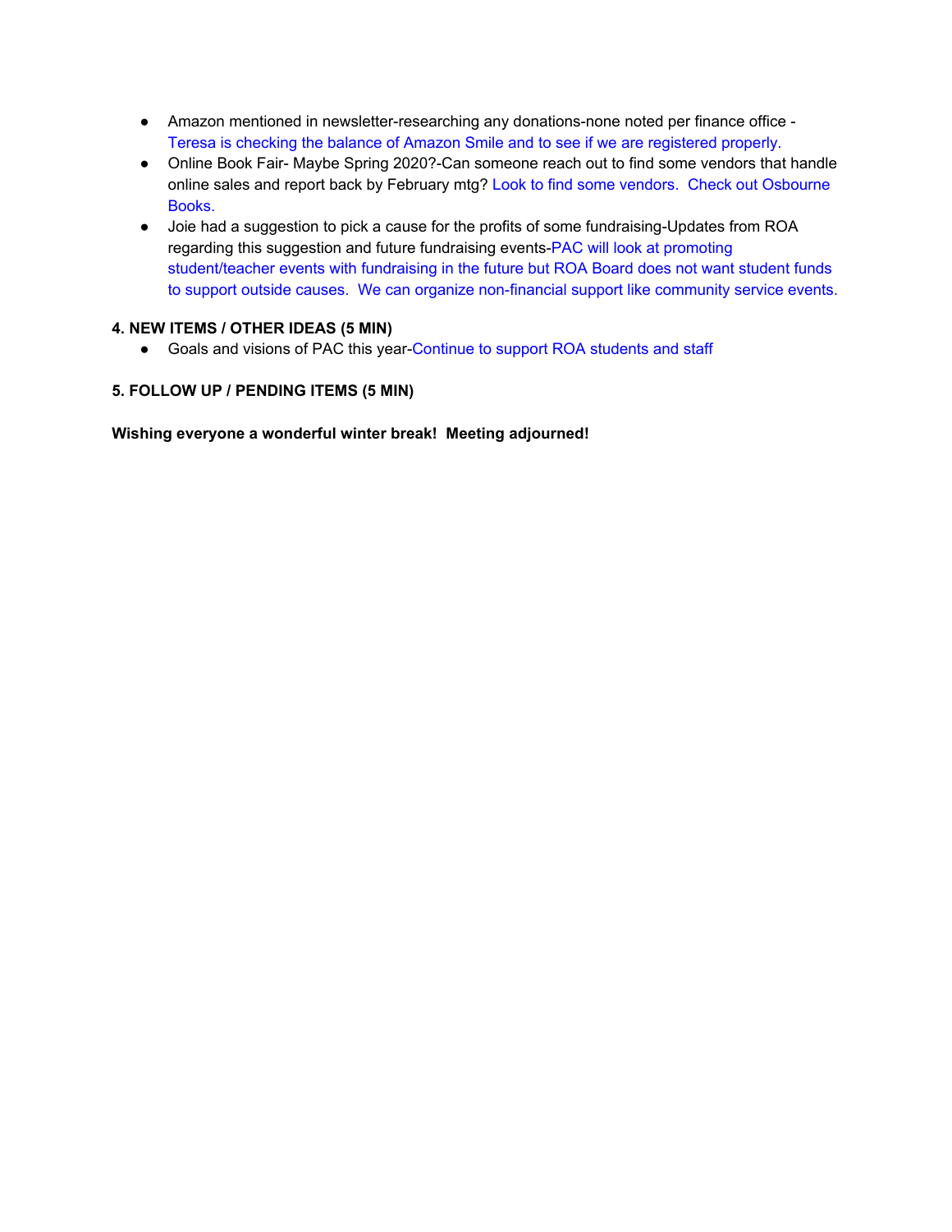- Amazon mentioned in newsletter-researching any donations-none noted per finance office - Teresa is checking the balance of Amazon Smile and to see if we are registered properly.
- Online Book Fair- Maybe Spring 2020?-Can someone reach out to find some vendors that handle online sales and report back by February mtg? Look to find some vendors. Check out Osbourne Books.
- Joie had a suggestion to pick a cause for the profits of some fundraising-Updates from ROA regarding this suggestion and future fundraising events-PAC will look at promoting student/teacher events with fundraising in the future but ROA Board does not want student funds to support outside causes. We can organize non-financial support like community service events.

**4. NEW ITEMS / OTHER IDEAS (5 MIN)**

- Goals and visions of PAC this year-Continue to support ROA students and staff

**5. FOLLOW UP / PENDING ITEMS (5 MIN)**

**Wishing everyone a wonderful winter break! Meeting adjourned!**